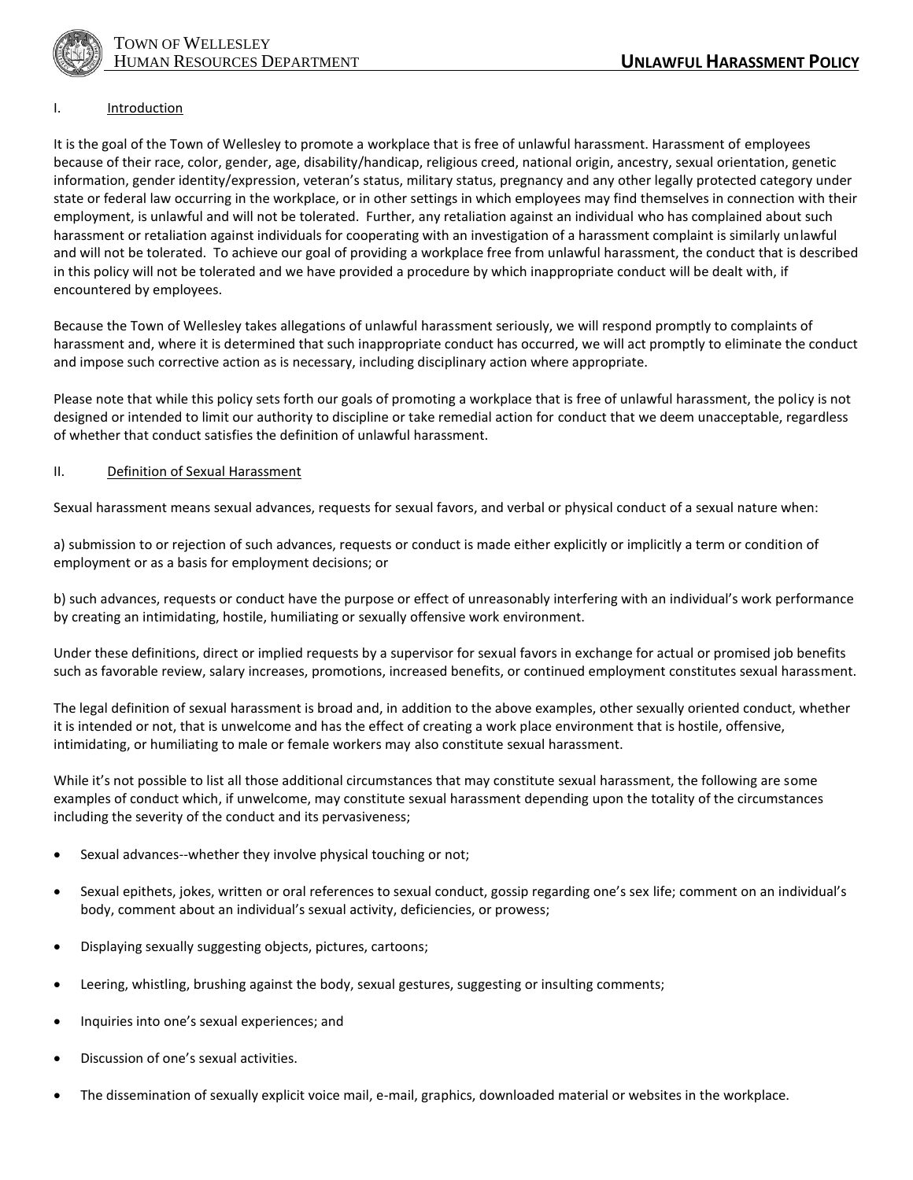TOWN OF WELLESLEY
HUMAN RESOURCES DEPARTMENT

# UNLAWFUL HARASSMENT POLICY

## I. Introduction

It is the goal of the Town of Wellesley to promote a workplace that is free of unlawful harassment. Harassment of employees because of their race, color, gender, age, disability/handicap, religious creed, national origin, ancestry, sexual orientation, genetic information, gender identity/expression, veteran's status, military status, pregnancy and any other legally protected category under state or federal law occurring in the workplace, or in other settings in which employees may find themselves in connection with their employment, is unlawful and will not be tolerated. Further, any retaliation against an individual who has complained about such harassment or retaliation against individuals for cooperating with an investigation of a harassment complaint is similarly unlawful and will not be tolerated. To achieve our goal of providing a workplace free from unlawful harassment, the conduct that is described in this policy will not be tolerated and we have provided a procedure by which inappropriate conduct will be dealt with, if encountered by employees.

Because the Town of Wellesley takes allegations of unlawful harassment seriously, we will respond promptly to complaints of harassment and, where it is determined that such inappropriate conduct has occurred, we will act promptly to eliminate the conduct and impose such corrective action as is necessary, including disciplinary action where appropriate.

Please note that while this policy sets forth our goals of promoting a workplace that is free of unlawful harassment, the policy is not designed or intended to limit our authority to discipline or take remedial action for conduct that we deem unacceptable, regardless of whether that conduct satisfies the definition of unlawful harassment.

## II. Definition of Sexual Harassment

Sexual harassment means sexual advances, requests for sexual favors, and verbal or physical conduct of a sexual nature when:

a) submission to or rejection of such advances, requests or conduct is made either explicitly or implicitly a term or condition of employment or as a basis for employment decisions; or

b) such advances, requests or conduct have the purpose or effect of unreasonably interfering with an individual's work performance by creating an intimidating, hostile, humiliating or sexually offensive work environment.

Under these definitions, direct or implied requests by a supervisor for sexual favors in exchange for actual or promised job benefits such as favorable review, salary increases, promotions, increased benefits, or continued employment constitutes sexual harassment.

The legal definition of sexual harassment is broad and, in addition to the above examples, other sexually oriented conduct, whether it is intended or not, that is unwelcome and has the effect of creating a work place environment that is hostile, offensive, intimidating, or humiliating to male or female workers may also constitute sexual harassment.

While it's not possible to list all those additional circumstances that may constitute sexual harassment, the following are some examples of conduct which, if unwelcome, may constitute sexual harassment depending upon the totality of the circumstances including the severity of the conduct and its pervasiveness;

- Sexual advances--whether they involve physical touching or not;
- Sexual epithets, jokes, written or oral references to sexual conduct, gossip regarding one's sex life; comment on an individual's body, comment about an individual's sexual activity, deficiencies, or prowess;
- Displaying sexually suggesting objects, pictures, cartoons;
- Leering, whistling, brushing against the body, sexual gestures, suggesting or insulting comments;
- Inquiries into one's sexual experiences; and
- Discussion of one's sexual activities.
- The dissemination of sexually explicit voice mail, e-mail, graphics, downloaded material or websites in the workplace.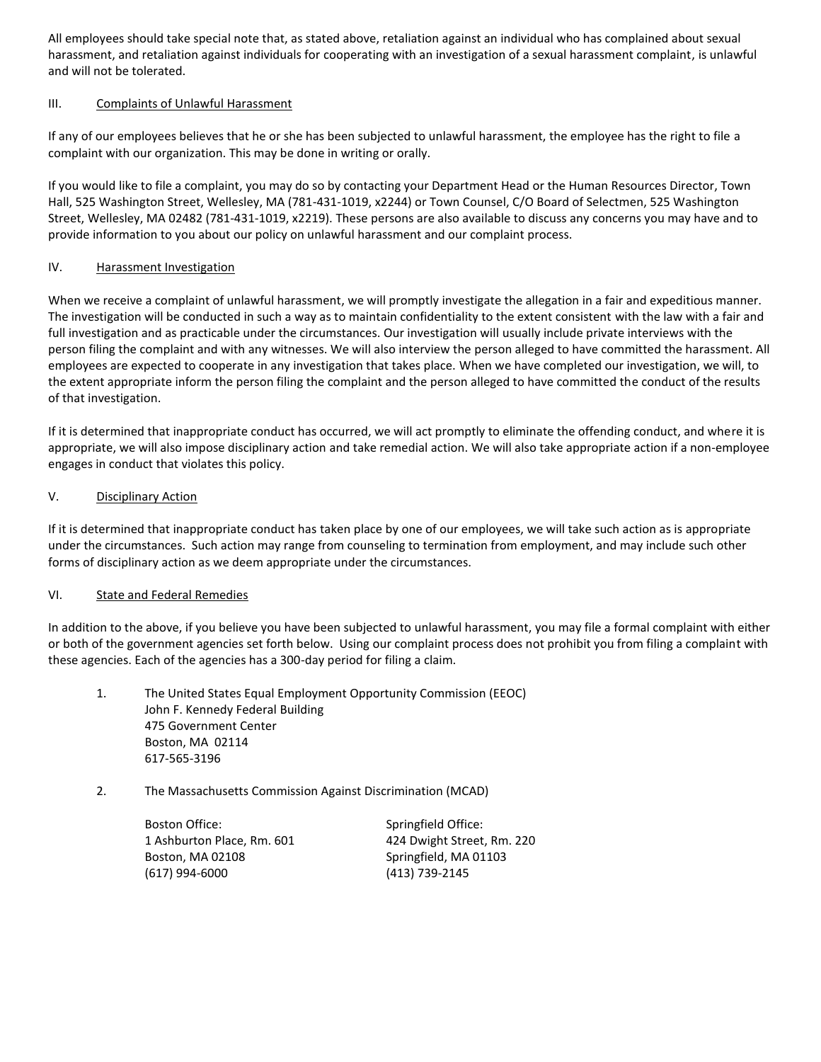All employees should take special note that, as stated above, retaliation against an individual who has complained about sexual harassment, and retaliation against individuals for cooperating with an investigation of a sexual harassment complaint, is unlawful and will not be tolerated.

## III. Complaints of Unlawful Harassment

If any of our employees believes that he or she has been subjected to unlawful harassment, the employee has the right to file a complaint with our organization. This may be done in writing or orally.

If you would like to file a complaint, you may do so by contacting your Department Head or the Human Resources Director, Town Hall, 525 Washington Street, Wellesley, MA (781-431-1019, x2244) or Town Counsel, C/O Board of Selectmen, 525 Washington Street, Wellesley, MA 02482 (781-431-1019, x2219). These persons are also available to discuss any concerns you may have and to provide information to you about our policy on unlawful harassment and our complaint process.

## IV. Harassment Investigation

When we receive a complaint of unlawful harassment, we will promptly investigate the allegation in a fair and expeditious manner. The investigation will be conducted in such a way as to maintain confidentiality to the extent consistent with the law with a fair and full investigation and as practicable under the circumstances. Our investigation will usually include private interviews with the person filing the complaint and with any witnesses. We will also interview the person alleged to have committed the harassment. All employees are expected to cooperate in any investigation that takes place. When we have completed our investigation, we will, to the extent appropriate inform the person filing the complaint and the person alleged to have committed the conduct of the results of that investigation.

If it is determined that inappropriate conduct has occurred, we will act promptly to eliminate the offending conduct, and where it is appropriate, we will also impose disciplinary action and take remedial action. We will also take appropriate action if a non-employee engages in conduct that violates this policy.

## V. Disciplinary Action

If it is determined that inappropriate conduct has taken place by one of our employees, we will take such action as is appropriate under the circumstances. Such action may range from counseling to termination from employment, and may include such other forms of disciplinary action as we deem appropriate under the circumstances.

## VI. State and Federal Remedies

In addition to the above, if you believe you have been subjected to unlawful harassment, you may file a formal complaint with either or both of the government agencies set forth below. Using our complaint process does not prohibit you from filing a complaint with these agencies. Each of the agencies has a 300-day period for filing a claim.

1. The United States Equal Employment Opportunity Commission (EEOC)
   John F. Kennedy Federal Building
   475 Government Center
   Boston, MA 02114
   617-565-3196

2. The Massachusetts Commission Against Discrimination (MCAD)

   Boston Office:
   1 Ashburton Place, Rm. 601
   Boston, MA 02108
   (617) 994-6000

   Springfield Office:
   424 Dwight Street, Rm. 220
   Springfield, MA 01103
   (413) 739-2145